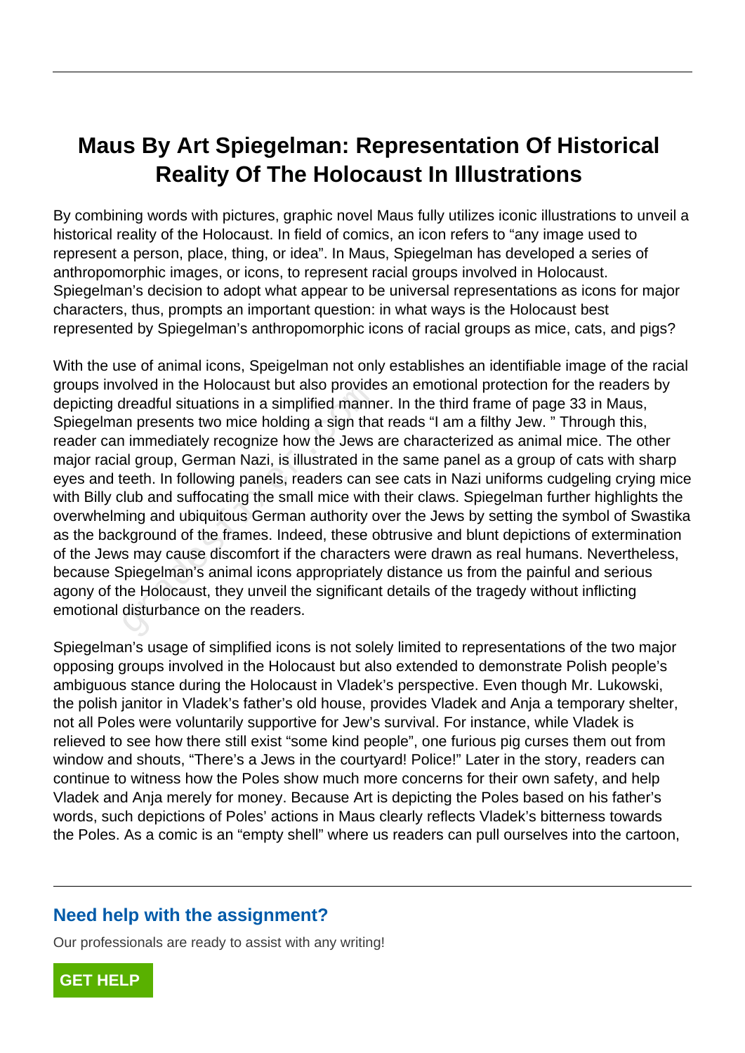# Maus By Art Spiegelman: Representation Of Historical Reality Of The Holocaust In Illustrations

By combining words with pictures, graphic novel Maus fully utilizes iconic illustrations to unveil a historical reality of the Holocaust. In field of comics, an icon refers to "any image used to represent a person, place, thing, or idea". In Maus, Spiegelman has developed a series of anthropomorphic images, or icons, to represent racial groups involved in Holocaust. Spiegelman's decision to adopt what appear to be universal representations as icons for major characters, thus, prompts an important question: in what ways is the Holocaust best represented by Spiegelman's anthropomorphic icons of racial groups as mice, cats, and pigs?

With the use of animal icons, Speigelman not only establishes an identifiable image of the racial groups involved in the Holocaust but also provides an emotional protection for the readers by depicting dreadful situations in a simplified manner. In the third frame of page 33 in Maus, Spiegelman presents two mice holding a sign that reads "I am a filthy Jew. " Through this, reader can immediately recognize how the Jews are characterized as animal mice. The other major racial group, German Nazi, is illustrated in the same panel as a group of cats with sharp eyes and teeth. In following panels, readers can see cats in Nazi uniforms cudgeling crying mice with Billy club and suffocating the small mice with their claws. Spiegelman further highlights the overwhelming and ubiquitous German authority over the Jews by setting the symbol of Swastika as the background of the frames. Indeed, these obtrusive and blunt depictions of extermination of the Jews may cause discomfort if the characters were drawn as real humans. Nevertheless, because Spiegelman's animal icons appropriately distance us from the painful and serious agony of the Holocaust, they unveil the significant details of the tragedy without inflicting emotional disturbance on the readers.

Spiegelman's usage of simplified icons is not solely limited to representations of the two major opposing groups involved in the Holocaust but also extended to demonstrate Polish people's ambiguous stance during the Holocaust in Vladek's perspective. Even though Mr. Lukowski, the polish janitor in Vladek's father's old house, provides Vladek and Anja a temporary shelter, not all Poles were voluntarily supportive for Jew's survival. For instance, while Vladek is relieved to see how there still exist "some kind people", one furious pig curses them out from window and shouts, "There's a Jews in the courtyard! Police!" Later in the story, readers can continue to witness how the Poles show much more concerns for their own safety, and help Vladek and Anja merely for money. Because Art is depicting the Poles based on his father's words, such depictions of Poles' actions in Maus clearly reflects Vladek's bitterness towards the Poles. As a comic is an "empty shell" where us readers can pull ourselves into the cartoon,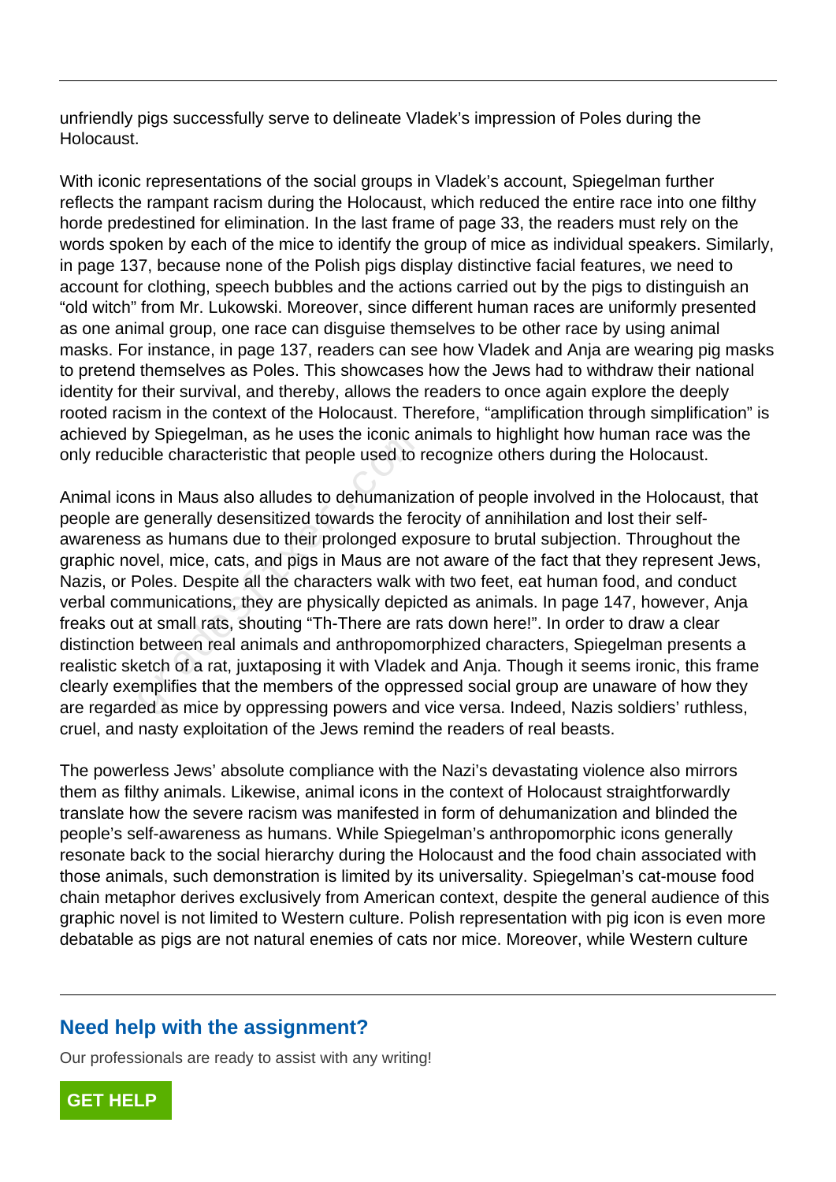unfriendly pigs successfully serve to delineate Vladek's impression of Poles during the Holocaust.

With iconic representations of the social groups in Vladek's account, Spiegelman further reflects the rampant racism during the Holocaust, which reduced the entire race into one filthy horde predestined for elimination. In the last frame of page 33, the readers must rely on the words spoken by each of the mice to identify the group of mice as individual speakers. Similarly, in page 137, because none of the Polish pigs display distinctive facial features, we need to account for clothing, speech bubbles and the actions carried out by the pigs to distinguish an "old witch" from Mr. Lukowski. Moreover, since different human races are uniformly presented as one animal group, one race can disguise themselves to be other race by using animal masks. For instance, in page 137, readers can see how Vladek and Anja are wearing pig masks to pretend themselves as Poles. This showcases how the Jews had to withdraw their national identity for their survival, and thereby, allows the readers to once again explore the deeply rooted racism in the context of the Holocaust. Therefore, "amplification through simplification" is achieved by Spiegelman, as he uses the iconic animals to highlight how human race was the only reducible characteristic that people used to recognize others during the Holocaust.

Animal icons in Maus also alludes to dehumanization of people involved in the Holocaust, that people are generally desensitized towards the ferocity of annihilation and lost their self-awareness as humans due to their prolonged exposure to brutal subjection. Throughout the graphic novel, mice, cats, and pigs in Maus are not aware of the fact that they represent Jews, Nazis, or Poles. Despite all the characters walk with two feet, eat human food, and conduct verbal communications, they are physically depicted as animals. In page 147, however, Anja freaks out at small rats, shouting "Th-There are rats down here!". In order to draw a clear distinction between real animals and anthropomorphized characters, Spiegelman presents a realistic sketch of a rat, juxtaposing it with Vladek and Anja. Though it seems ironic, this frame clearly exemplifies that the members of the oppressed social group are unaware of how they are regarded as mice by oppressing powers and vice versa. Indeed, Nazis soldiers' ruthless, cruel, and nasty exploitation of the Jews remind the readers of real beasts.

The powerless Jews' absolute compliance with the Nazi's devastating violence also mirrors them as filthy animals. Likewise, animal icons in the context of Holocaust straightforwardly translate how the severe racism was manifested in form of dehumanization and blinded the people's self-awareness as humans. While Spiegelman's anthropomorphic icons generally resonate back to the social hierarchy during the Holocaust and the food chain associated with those animals, such demonstration is limited by its universality. Spiegelman's cat-mouse food chain metaphor derives exclusively from American context, despite the general audience of this graphic novel is not limited to Western culture. Polish representation with pig icon is even more debatable as pigs are not natural enemies of cats nor mice. Moreover, while Western culture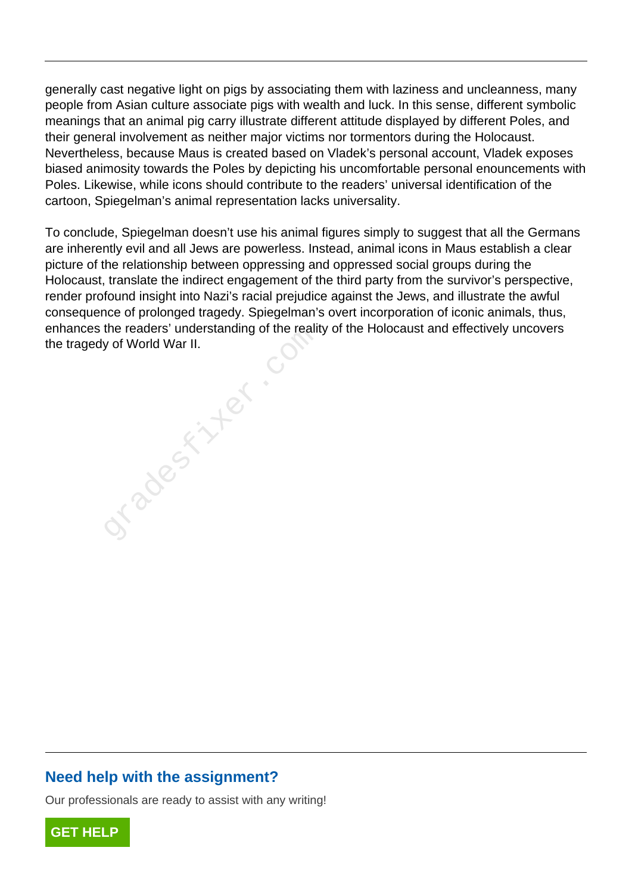generally cast negative light on pigs by associating them with laziness and uncleanness, many people from Asian culture associate pigs with wealth and luck. In this sense, different symbolic meanings that an animal pig carry illustrate different attitude displayed by different Poles, and their general involvement as neither major victims nor tormentors during the Holocaust. Nevertheless, because Maus is created based on Vladek's personal account, Vladek exposes biased animosity towards the Poles by depicting his uncomfortable personal enouncements with Poles. Likewise, while icons should contribute to the readers' universal identification of the cartoon, Spiegelman's animal representation lacks universality.

To conclude, Spiegelman doesn't use his animal figures simply to suggest that all the Germans are inherently evil and all Jews are powerless. Instead, animal icons in Maus establish a clear picture of the relationship between oppressing and oppressed social groups during the Holocaust, translate the indirect engagement of the third party from the survivor's perspective, render profound insight into Nazi's racial prejudice against the Jews, and illustrate the awful consequence of prolonged tragedy. Spiegelman's overt incorporation of iconic animals, thus, enhances the readers' understanding of the reality of the Holocaust and effectively uncovers the tragedy of World War II.

## Need help with the assignment?

Our professionals are ready to assist with any writing!

**GET HELP**